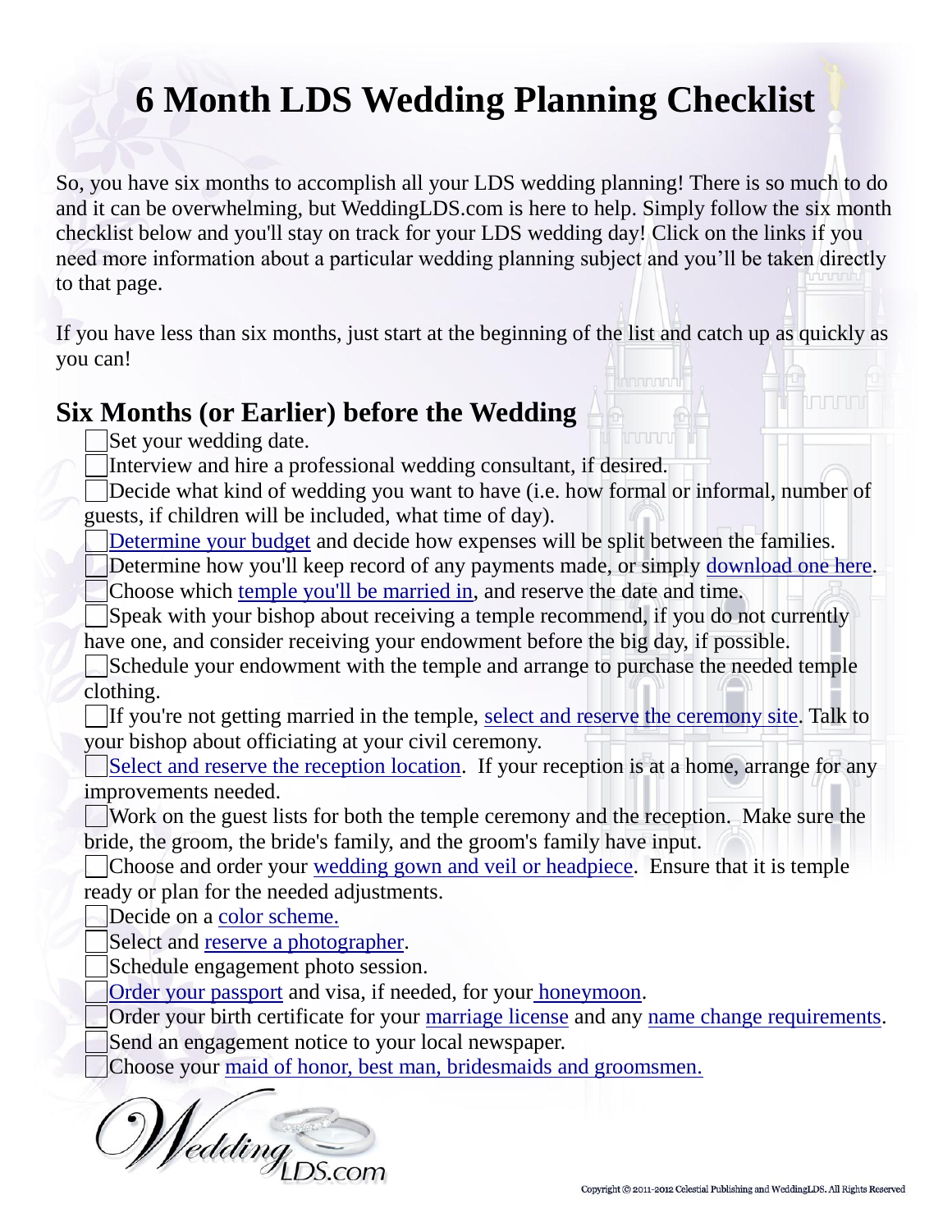# 6 Month LDS Wedding Planning Checklist

So, you have six months to accomplish all your LDS wedding planning! There is so much to do and it can be overwhelming, but WeddingLDS.com is here to help. Simply follow the six month checklist below and you'll stay on track for your LDS wedding day! Click on the links if you need more information about a particular wedding planning subject and you'll be taken directly to that page.

If you have less than six months, just start at the beginning of the list and catch up as quickly as you can!

## Six Months (or Earlier) before the Wedding

- [ ] Set your wedding date.
- [ ] Interview and hire a professional wedding consultant, if desired.
- [ ] Decide what kind of wedding you want to have (i.e. how formal or informal, number of guests, if children will be included, what time of day).
- [ ] Determine your budget and decide how expenses will be split between the families.
- [ ] Determine how you'll keep record of any payments made, or simply download one here.
- [ ] Choose which temple you'll be married in, and reserve the date and time.
- [ ] Speak with your bishop about receiving a temple recommend, if you do not currently have one, and consider receiving your endowment before the big day, if possible.
- [ ] Schedule your endowment with the temple and arrange to purchase the needed temple clothing.
- [ ] If you're not getting married in the temple, select and reserve the ceremony site. Talk to your bishop about officiating at your civil ceremony.
- [ ] Select and reserve the reception location. If your reception is at a home, arrange for any improvements needed.
- [ ] Work on the guest lists for both the temple ceremony and the reception. Make sure the bride, the groom, the bride's family, and the groom's family have input.
- [ ] Choose and order your wedding gown and veil or headpiece. Ensure that it is temple ready or plan for the needed adjustments.
- [ ] Decide on a color scheme.
- [ ] Select and reserve a photographer.
- [ ] Schedule engagement photo session.
- [ ] Order your passport and visa, if needed, for your honeymoon.
- [ ] Order your birth certificate for your marriage license and any name change requirements.
- [ ] Send an engagement notice to your local newspaper.
- [ ] Choose your maid of honor, best man, bridesmaids and groomsmen.

WeddingLDS.com

Copyright © 2011-2012 Celestial Publishing and WeddingLDS. All Rights Reserved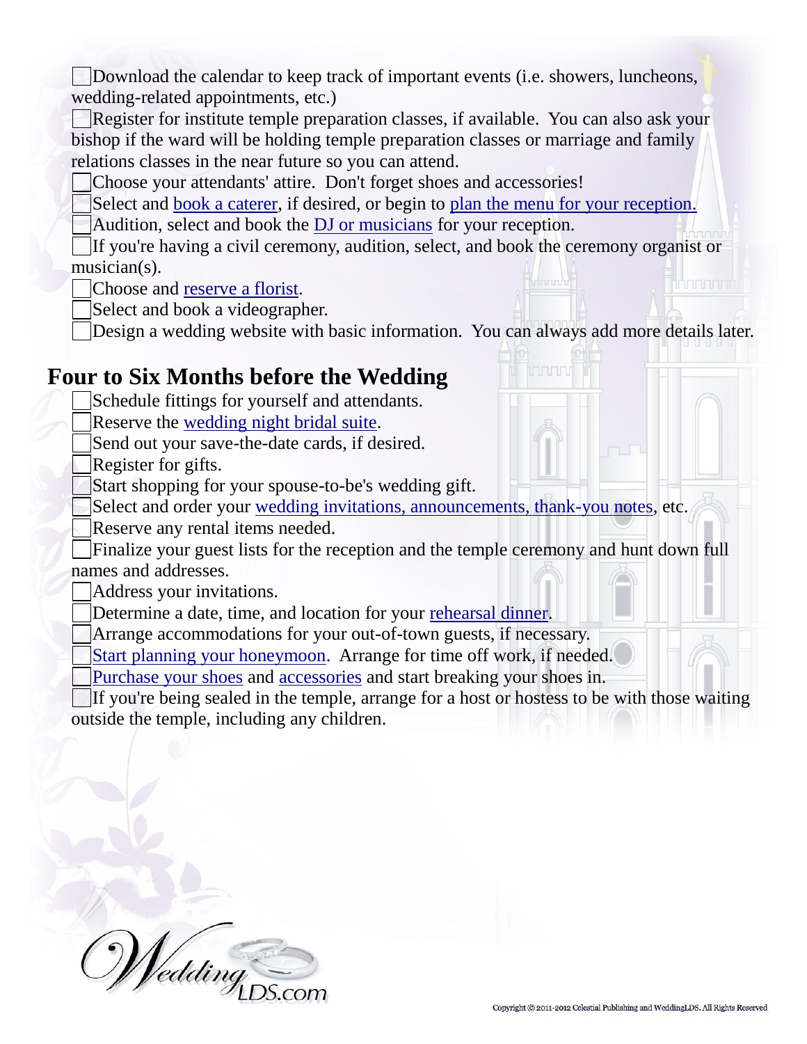- [ ] Download the calendar to keep track of important events (i.e. showers, luncheons, wedding-related appointments, etc.)
- [ ] Register for institute temple preparation classes, if available. You can also ask your bishop if the ward will be holding temple preparation classes or marriage and family relations classes in the near future so you can attend.
- [ ] Choose your attendants' attire. Don't forget shoes and accessories!
- [ ] Select and book a caterer, if desired, or begin to plan the menu for your reception.
- [ ] Audition, select and book the DJ or musicians for your reception.
- [ ] If you're having a civil ceremony, audition, select, and book the ceremony organist or musician(s).
- [ ] Choose and reserve a florist.
- [ ] Select and book a videographer.
- [ ] Design a wedding website with basic information. You can always add more details later.

## Four to Six Months before the Wedding

- [ ] Schedule fittings for yourself and attendants.
- [ ] Reserve the wedding night bridal suite.
- [ ] Send out your save-the-date cards, if desired.
- [ ] Register for gifts.
- [ ] Start shopping for your spouse-to-be's wedding gift.
- [ ] Select and order your wedding invitations, announcements, thank-you notes, etc.
- [ ] Reserve any rental items needed.
- [ ] Finalize your guest lists for the reception and the temple ceremony and hunt down full names and addresses.
- [ ] Address your invitations.
- [ ] Determine a date, time, and location for your rehearsal dinner.
- [ ] Arrange accommodations for your out-of-town guests, if necessary.
- [ ] Start planning your honeymoon. Arrange for time off work, if needed.
- [ ] Purchase your shoes and accessories and start breaking your shoes in.
- [ ] If you're being sealed in the temple, arrange for a host or hostess to be with those waiting outside the temple, including any children.

WeddingLDS.com

Copyright © 2011-2012 Celestial Publishing and WeddingLDS. All Rights Reserved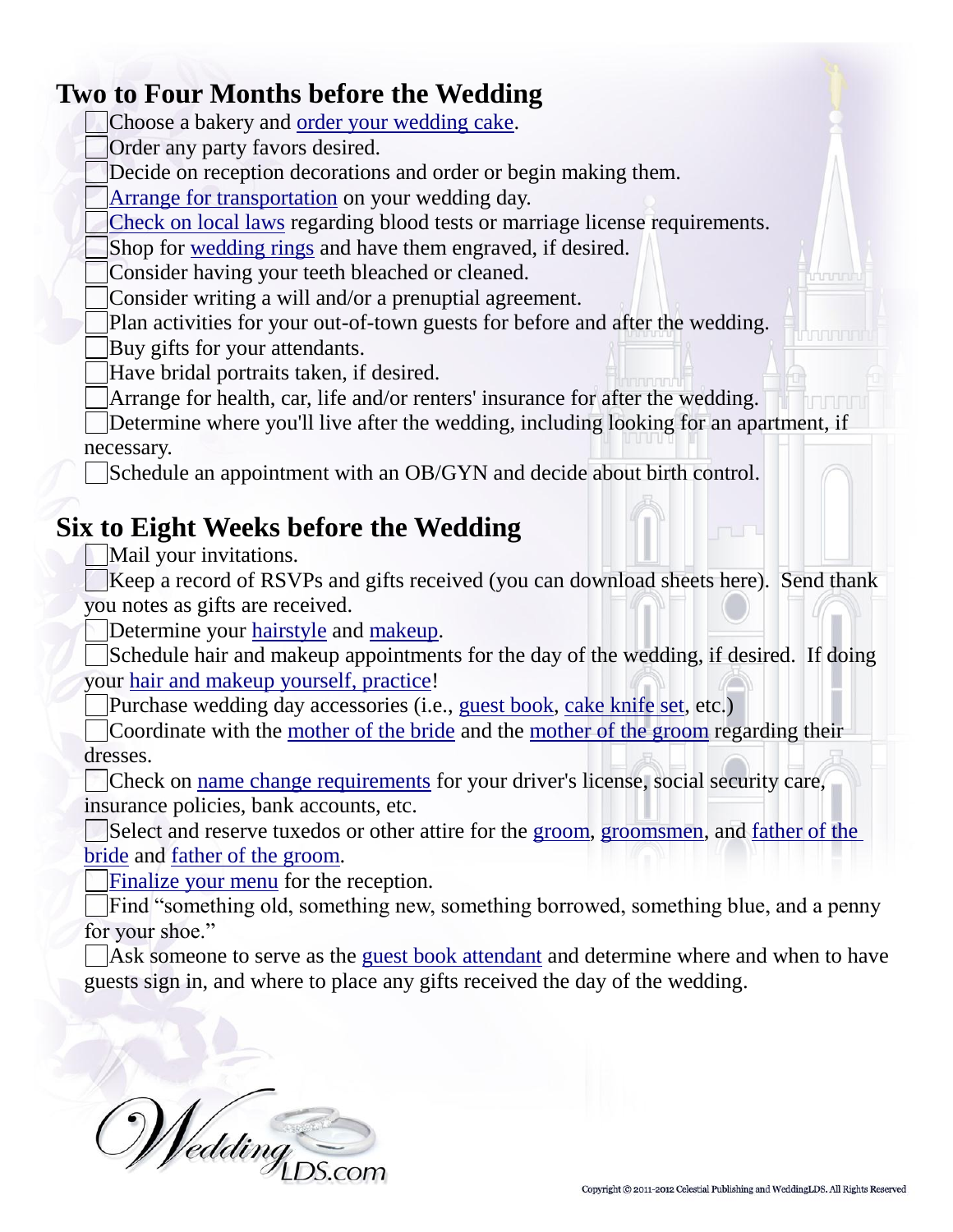## Two to Four Months before the Wedding

- [ ] Choose a bakery and order your wedding cake.
- [ ] Order any party favors desired.
- [ ] Decide on reception decorations and order or begin making them.
- [ ] Arrange for transportation on your wedding day.
- [ ] Check on local laws regarding blood tests or marriage license requirements.
- [ ] Shop for wedding rings and have them engraved, if desired.
- [ ] Consider having your teeth bleached or cleaned.
- [ ] Consider writing a will and/or a prenuptial agreement.
- [ ] Plan activities for your out-of-town guests for before and after the wedding.
- [ ] Buy gifts for your attendants.
- [ ] Have bridal portraits taken, if desired.
- [ ] Arrange for health, car, life and/or renters' insurance for after the wedding.
- [ ] Determine where you'll live after the wedding, including looking for an apartment, if necessary.
- [ ] Schedule an appointment with an OB/GYN and decide about birth control.

## Six to Eight Weeks before the Wedding

- [ ] Mail your invitations.
- [ ] Keep a record of RSVPs and gifts received (you can download sheets here). Send thank you notes as gifts are received.
- [ ] Determine your hairstyle and makeup.
- [ ] Schedule hair and makeup appointments for the day of the wedding, if desired. If doing your hair and makeup yourself, practice!
- [ ] Purchase wedding day accessories (i.e., guest book, cake knife set, etc.)
- [ ] Coordinate with the mother of the bride and the mother of the groom regarding their dresses.
- [ ] Check on name change requirements for your driver's license, social security care, insurance policies, bank accounts, etc.
- [ ] Select and reserve tuxedos or other attire for the groom, groomsmen, and father of the bride and father of the groom.
- [ ] Finalize your menu for the reception.
- [ ] Find "something old, something new, something borrowed, something blue, and a penny for your shoe."
- [ ] Ask someone to serve as the guest book attendant and determine where and when to have guests sign in, and where to place any gifts received the day of the wedding.

WeddingLDS.com

Copyright © 2011-2012 Celestial Publishing and WeddingLDS. All Rights Reserved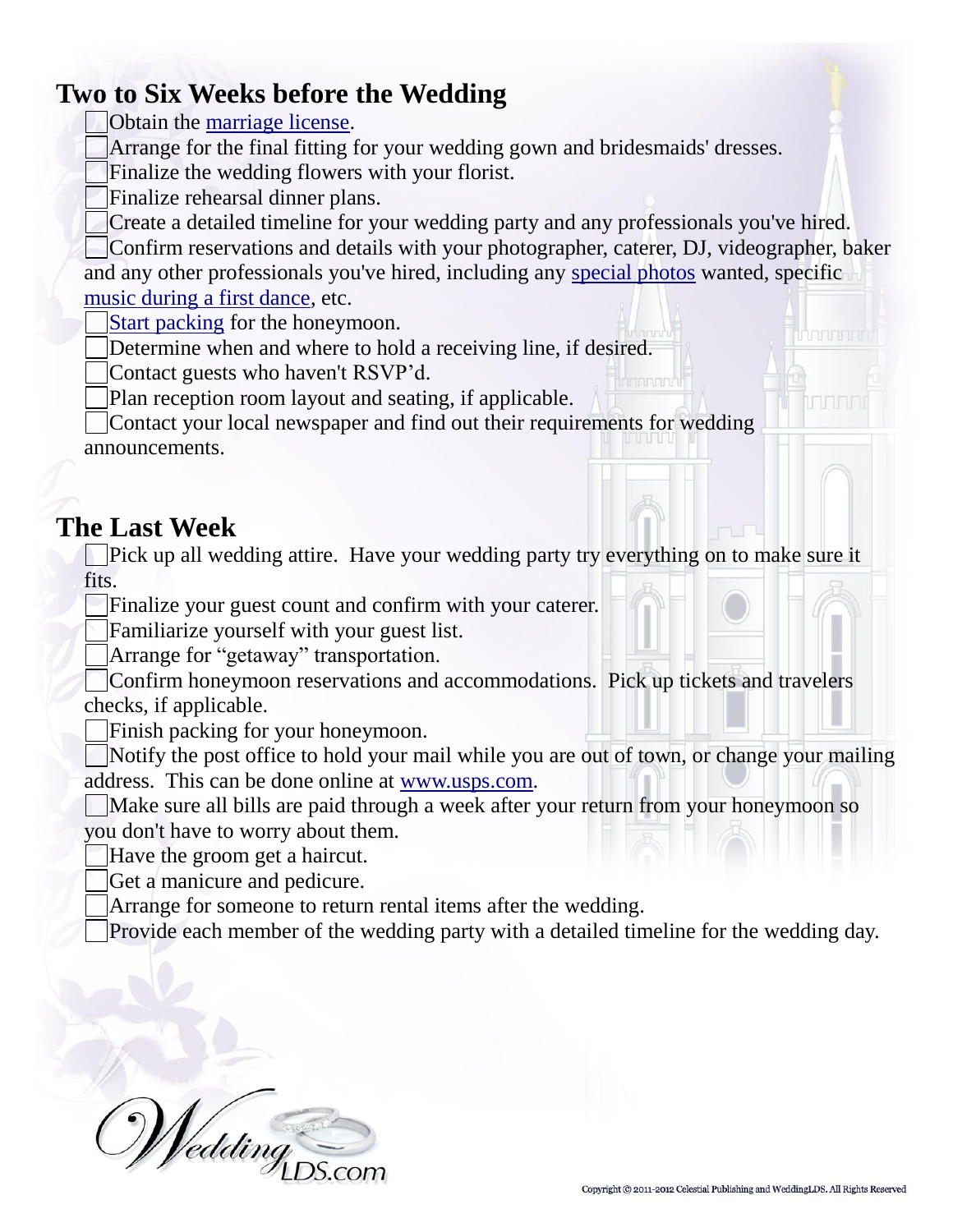## Two to Six Weeks before the Wedding

- [ ] Obtain the marriage license.
- [ ] Arrange for the final fitting for your wedding gown and bridesmaids' dresses.
- [ ] Finalize the wedding flowers with your florist.
- [ ] Finalize rehearsal dinner plans.
- [ ] Create a detailed timeline for your wedding party and any professionals you've hired.
- [ ] Confirm reservations and details with your photographer, caterer, DJ, videographer, baker and any other professionals you've hired, including any special photos wanted, specific music during a first dance, etc.
- [ ] Start packing for the honeymoon.
- [ ] Determine when and where to hold a receiving line, if desired.
- [ ] Contact guests who haven't RSVP'd.
- [ ] Plan reception room layout and seating, if applicable.
- [ ] Contact your local newspaper and find out their requirements for wedding announcements.

## The Last Week

- [ ] Pick up all wedding attire. Have your wedding party try everything on to make sure it fits.
- [ ] Finalize your guest count and confirm with your caterer.
- [ ] Familiarize yourself with your guest list.
- [ ] Arrange for "getaway" transportation.
- [ ] Confirm honeymoon reservations and accommodations. Pick up tickets and travelers checks, if applicable.
- [ ] Finish packing for your honeymoon.
- [ ] Notify the post office to hold your mail while you are out of town, or change your mailing address. This can be done online at www.usps.com.
- [ ] Make sure all bills are paid through a week after your return from your honeymoon so you don't have to worry about them.
- [ ] Have the groom get a haircut.
- [ ] Get a manicure and pedicure.
- [ ] Arrange for someone to return rental items after the wedding.
- [ ] Provide each member of the wedding party with a detailed timeline for the wedding day.

WeddingLDS.com

Copyright © 2011-2012 Celestial Publishing and WeddingLDS. All Rights Reserved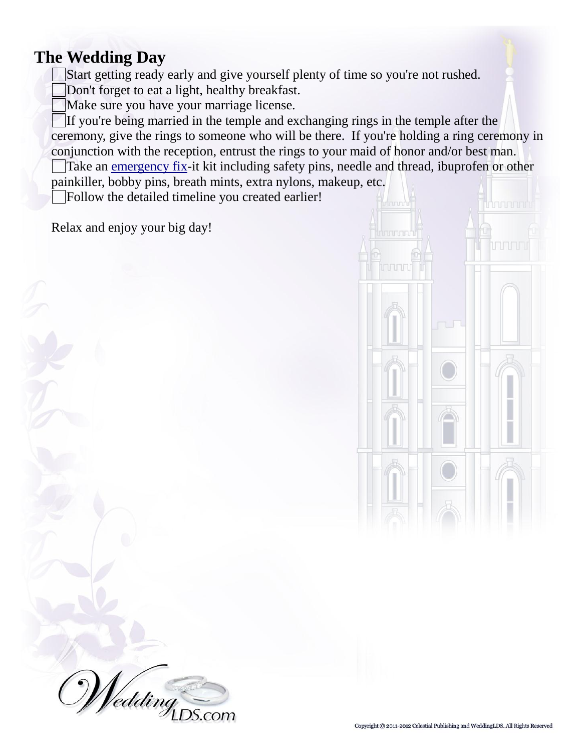## The Wedding Day

- [ ] Start getting ready early and give yourself plenty of time so you're not rushed.
- [ ] Don't forget to eat a light, healthy breakfast.
- [ ] Make sure you have your marriage license.
- [ ] If you're being married in the temple and exchanging rings in the temple after the ceremony, give the rings to someone who will be there. If you're holding a ring ceremony in conjunction with the reception, entrust the rings to your maid of honor and/or best man.
- [ ] Take an emergency fix-it kit including safety pins, needle and thread, ibuprofen or other painkiller, bobby pins, breath mints, extra nylons, makeup, etc.
- [ ] Follow the detailed timeline you created earlier!

Relax and enjoy your big day!

WeddingLDS.com

Copyright © 2011-2012 Celestial Publishing and WeddingLDS. All Rights Reserved